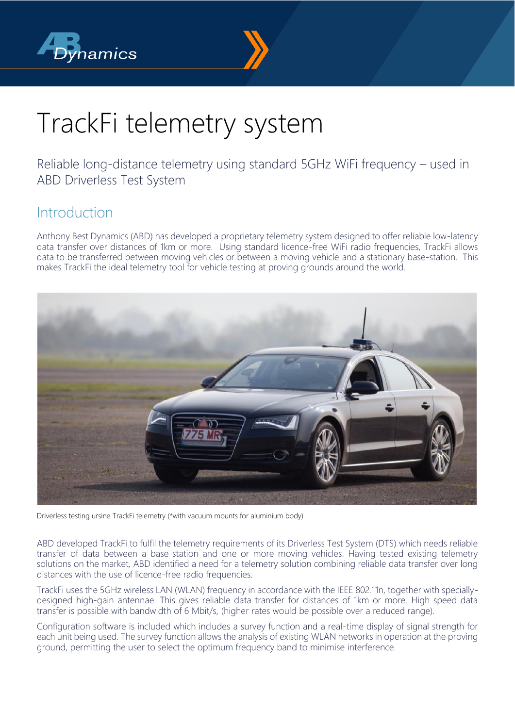# TrackFi telemetry system

## Reliable long-distance telemetry using standard 5GHz WiFi frequency – used in ABD Driverless Test System

## Introduction

Anthony Best Dynamics (ABD) has developed a proprietary telemetry system designed to offer reliable low-latency data transfer over distances of 1km or more. Using standard licence-free WiFi radio frequencies, TrackFi allows data to be transferred between moving vehicles or between a moving vehicle and a stationary base-station. This makes TrackFi the ideal telemetry tool for vehicle testing at proving grounds around the world.

Driverless testing ursine TrackFi telemetry (*with vacuum mounts for aluminium body)

ABD developed TrackFi to fulfil the telemetry requirements of its Driverless Test System (DTS) which needs reliable transfer of data between a base-station and one or more moving vehicles. Having tested existing telemetry solutions on the market, ABD identified a need for a telemetry solution combining reliable data transfer over long distances with the use of licence-free radio frequencies.

TrackFi uses the 5GHz wireless LAN (WLAN) frequency in accordance with the IEEE 802.11n, together with specially-designed high-gain antennae. This gives reliable data transfer for distances of 1km or more. High speed data transfer is possible with bandwidth of 6 Mbit/s, (higher rates would be possible over a reduced range).

Configuration software is included which includes a survey function and a real-time display of signal strength for each unit being used. The survey function allows the analysis of existing WLAN networks in operation at the proving ground, permitting the user to select the optimum frequency band to minimise interference.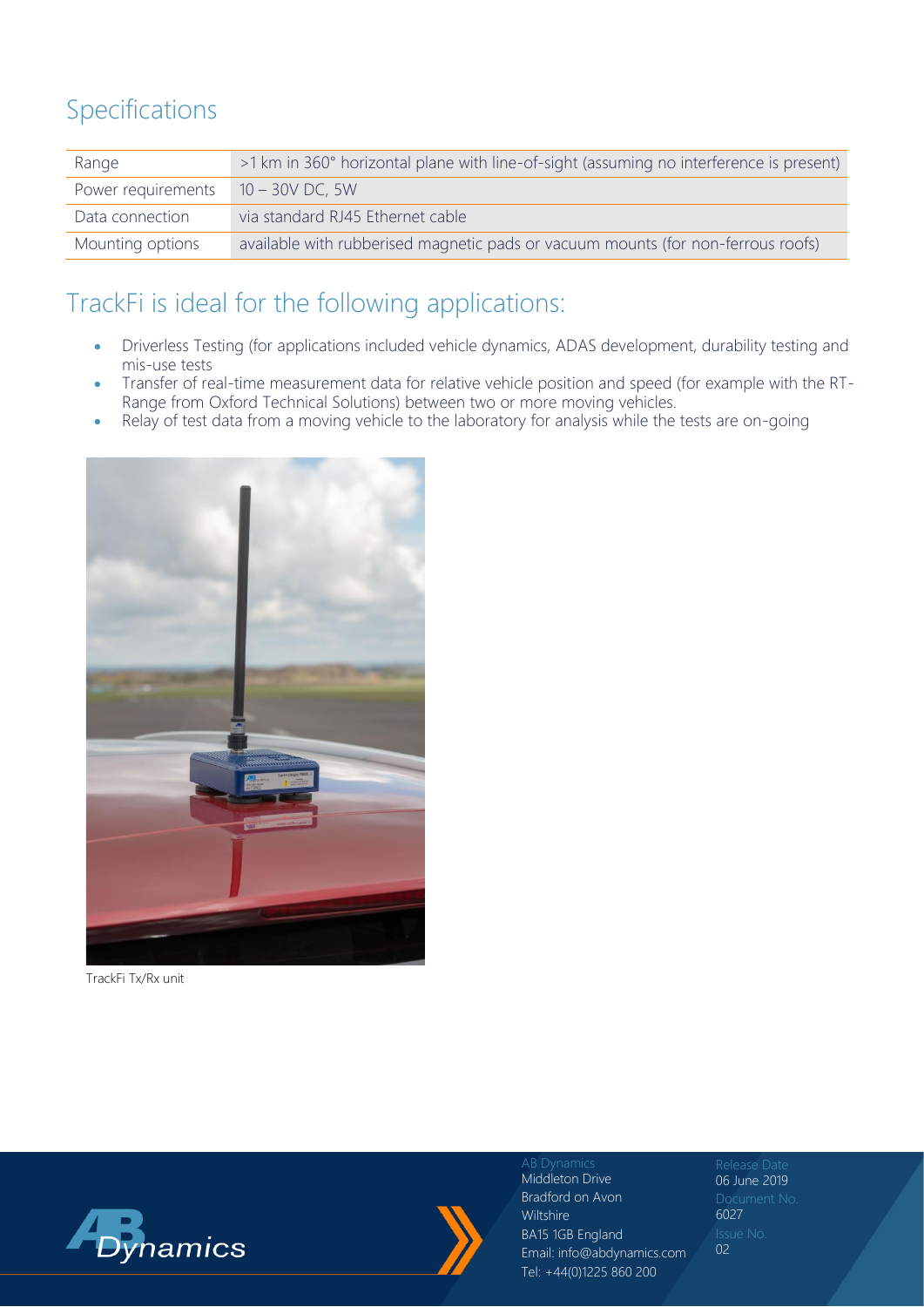## Specifications

| | |
|---|---|
| Range | >1 km in 360° horizontal plane with line-of-sight (assuming no interference is present) |
| Power requirements | 10 – 30V DC, 5W |
| Data connection | via standard RJ45 Ethernet cable |
| Mounting options | available with rubberised magnetic pads or vacuum mounts (for non-ferrous roofs) |

## TrackFi is ideal for the following applications:

- Driverless Testing (for applications included vehicle dynamics, ADAS development, durability testing and mis-use tests
- Transfer of real-time measurement data for relative vehicle position and speed (for example with the RT-Range from Oxford Technical Solutions) between two or more moving vehicles.
- Relay of test data from a moving vehicle to the laboratory for analysis while the tests are on-going

TrackFi Tx/Rx unit

AB Dynamics
Middleton Drive
Bradford on Avon
Wiltshire
BA15 1GB England
Email: info@abdynamics.com
Tel: +44(0)1225 860 200

Release Date
06 June 2019

Document No.
6027

Issue No.
02